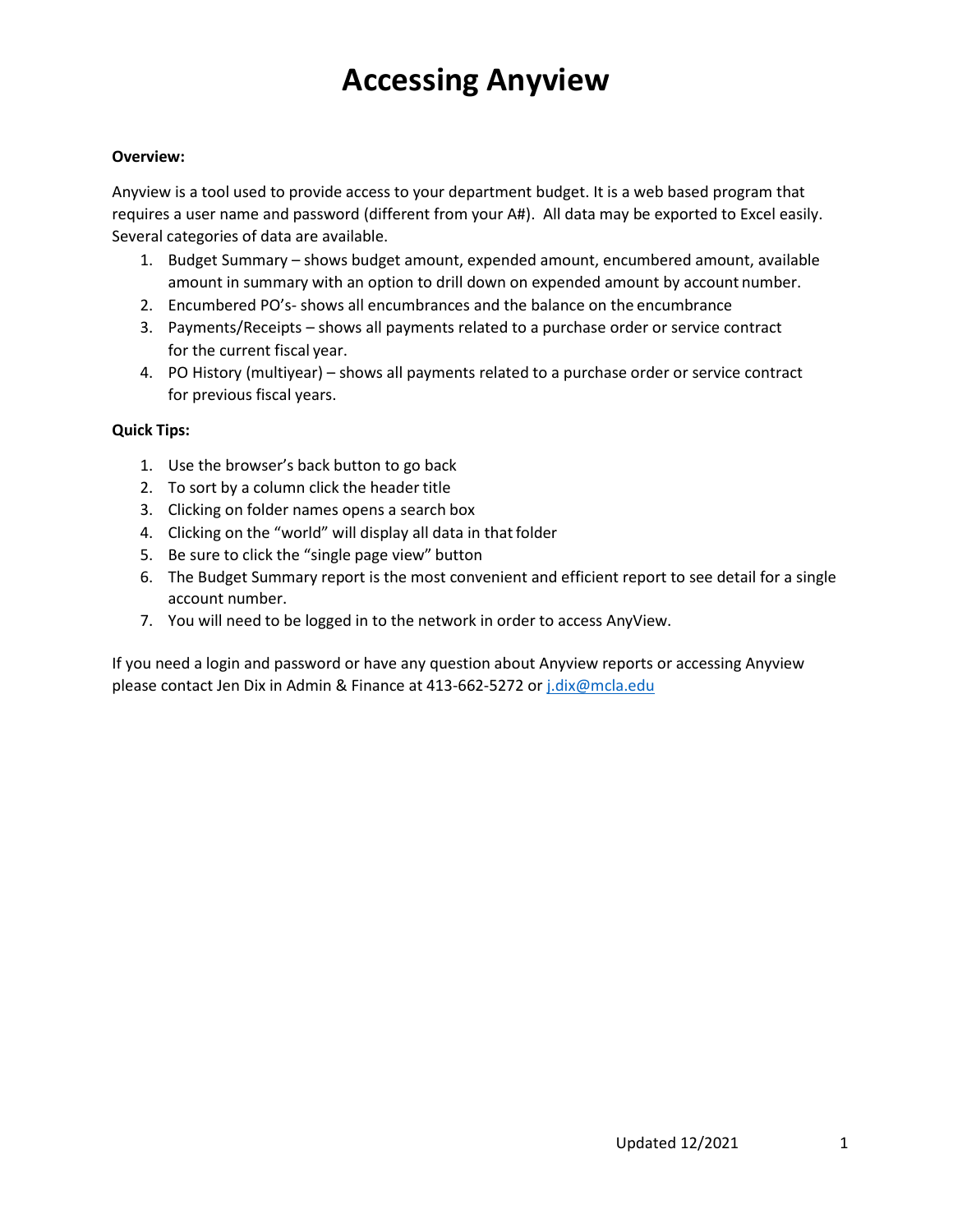# Accessing Anyview

**Overview:**

Anyview is a tool used to provide access to your department budget. It is a web based program that requires a user name and password (different from your A#). All data may be exported to Excel easily. Several categories of data are available.

1. Budget Summary – shows budget amount, expended amount, encumbered amount, available amount in summary with an option to drill down on expended amount by account number.
2. Encumbered PO's- shows all encumbrances and the balance on the encumbrance
3. Payments/Receipts – shows all payments related to a purchase order or service contract for the current fiscal year.
4. PO History (multiyear) – shows all payments related to a purchase order or service contract for previous fiscal years.

**Quick Tips:**

1. Use the browser's back button to go back
2. To sort by a column click the header title
3. Clicking on folder names opens a search box
4. Clicking on the "world" will display all data in that folder
5. Be sure to click the "single page view" button
6. The Budget Summary report is the most convenient and efficient report to see detail for a single account number.
7. You will need to be logged in to the network in order to access AnyView.

If you need a login and password or have any question about Anyview reports or accessing Anyview please contact Jen Dix in Admin & Finance at 413-662-5272 or j.dix@mcla.edu

Updated 12/2021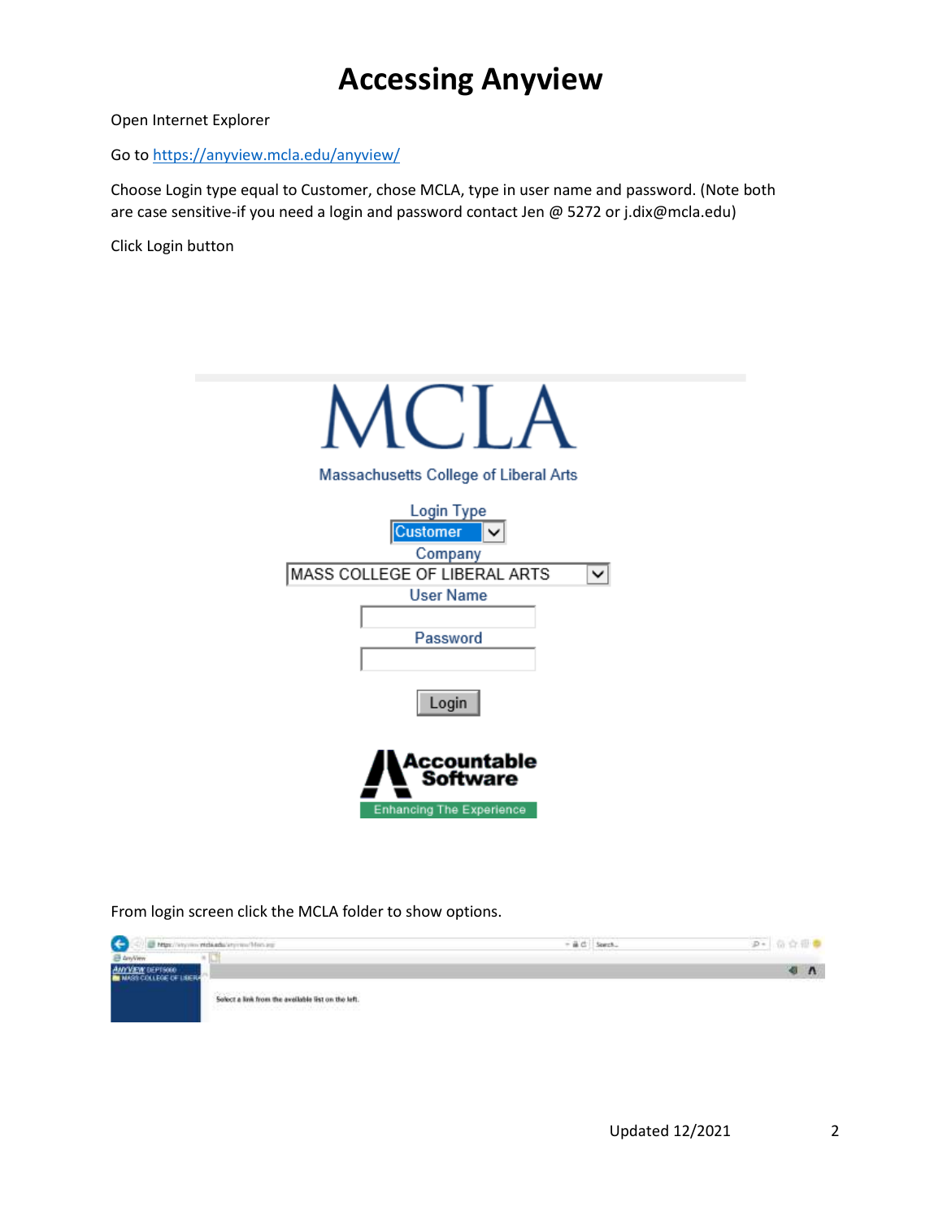# Accessing Anyview

Open Internet Explorer

Go to https://anyview.mcla.edu/anyview/

Choose Login type equal to Customer, chose MCLA, type in user name and password. (Note both are case sensitive-if you need a login and password contact Jen @ 5272 or j.dix@mcla.edu)

Click Login button

From login screen click the MCLA folder to show options.

Updated 12/2021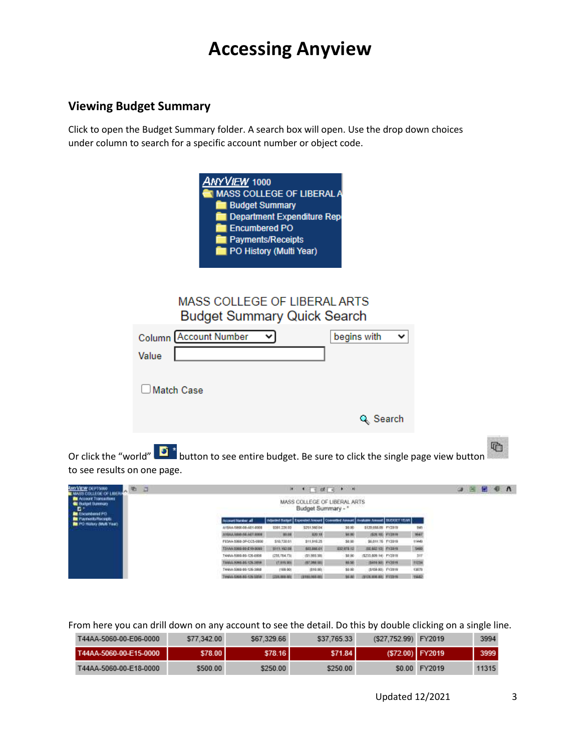# Accessing Anyview

## Viewing Budget Summary

Click to open the Budget Summary folder. A search box will open. Use the drop down choices under column to search for a specific account number or object code.

Or click the "world" button to see entire budget. Be sure to click the single page view button to see results on one page.

From here you can drill down on any account to see the detail. Do this by double clicking on a single line.

| | | | | | | |
|---|---|---|---|---|---|---|
| T44AA-5060-00-E06-0000 | $77,342.00 | $67,329.66 | $37,765.33 | ($27,752.99) | FY2019 | 3994 |
| T44AA-5060-00-E15-0000 | $78.00 | $78.16 | $71.84 | ($72.00) | FY2019 | 3999 |
| T44AA-5060-00-E18-0000 | $500.00 | $250.00 | $250.00 | $0.00 | FY2019 | 11315 |

Updated 12/2021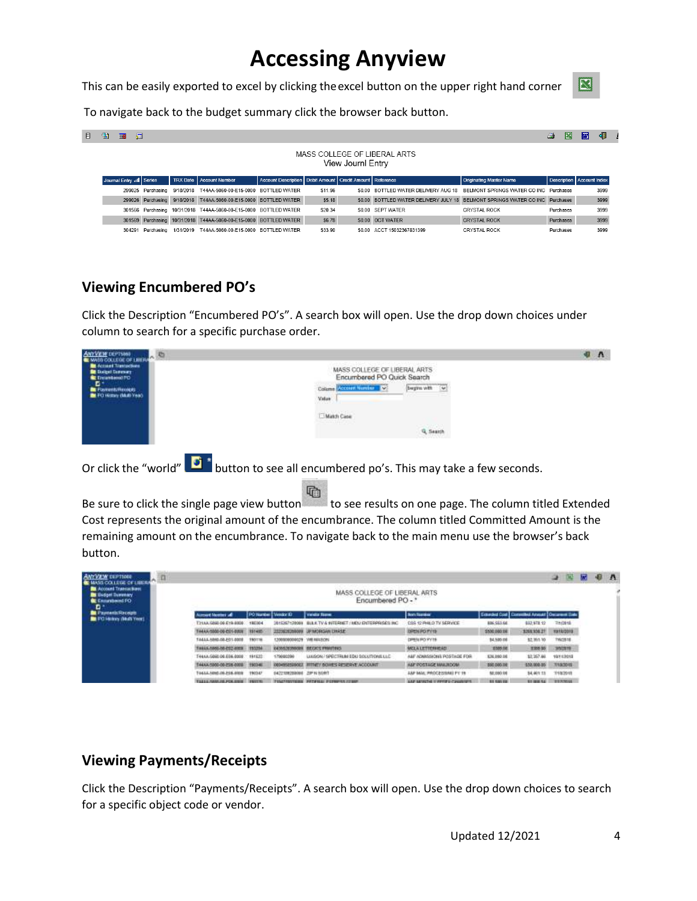# Accessing Anyview

This can be easily exported to excel by clicking the excel button on the upper right hand corner

To navigate back to the budget summary click the browser back button.

MASS COLLEGE OF LIBERAL ARTS
View Journl Entry

| Journal Entry | Series | TRX Date | Account Number | Account Description | Debit Amount | Credit Amount | Reference | Originating Master Name | Description | Account Index |
|---|---|---|---|---|---|---|---|---|---|---|
| 299025 | Purchasing | 9/18/2018 | T44AA-5060-00-E15-0000 | BOTTLED WATER | $11.96 | $0.00 | BOTTLED WATER DELIVERY AUG 18 | BELMONT SPRINGS WATER CO INC | Purchases | 3999 |
| 299026 | Purchasing | 9/18/2018 | T44AA-5060-00-E15-0000 | BOTTLED WATER | $5.18 | $0.00 | BOTTLED WATER DELIVERY JULY 18 | BELMONT SPRINGS WATER CO INC | Purchases | 3999 |
| 301566 | Purchasing | 10/31/2018 | T44AA-5060-00-E15-0000 | BOTTLED WATER | $20.34 | $0.00 | SEPT WATER | CRYSTAL ROCK | Purchases | 3999 |
| 301569 | Purchasing | 10/31/2018 | T44AA-5060-00-E15-0000 | BOTTLED WATER | $6.78 | $0.00 | OCT WATER | CRYSTAL ROCK | Purchases | 3999 |
| 304291 | Purchasing | 1/31/2019 | T44AA-5060-00-E15-0000 | BOTTLED WATER | $33.90 | $0.00 | ACCT 15032367831399 | CRYSTAL ROCK | Purchases | 3999 |

## Viewing Encumbered PO's

Click the Description "Encumbered PO's". A search box will open. Use the drop down choices under column to search for a specific purchase order.

MASS COLLEGE OF LIBERAL ARTS
Encumbered PO Quick Search

Column: Account Number — begins with
Value
Match Case
Search

Or click the "world" button to see all encumbered po's. This may take a few seconds.

Be sure to click the single page view button to see results on one page. The column titled Extended Cost represents the original amount of the encumbrance. The column titled Committed Amount is the remaining amount on the encumbrance. To navigate back to the main menu use the browser's back button.

MASS COLLEGE OF LIBERAL ARTS
Encumbered PO - *

## Viewing Payments/Receipts

Click the Description "Payments/Receipts". A search box will open. Use the drop down choices to search for a specific object code or vendor.

Updated 12/2021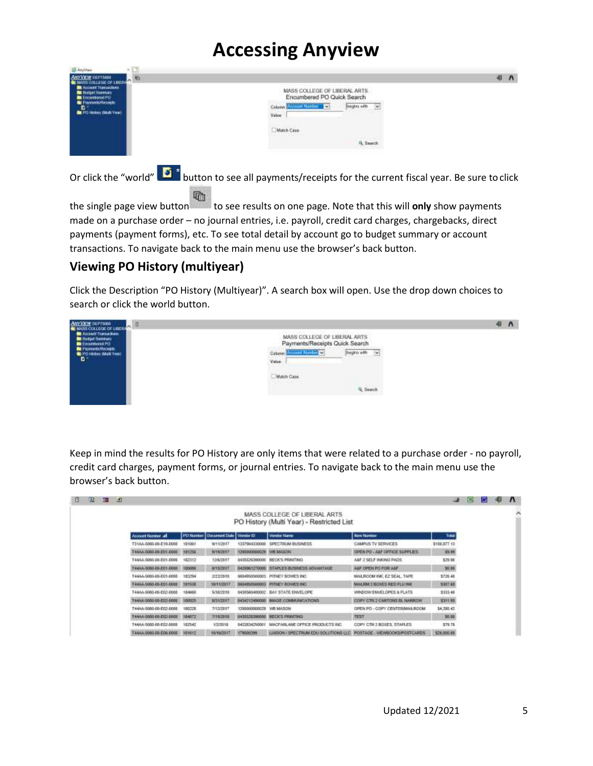# Accessing Anyview

Or click the "world" button to see all payments/receipts for the current fiscal year. Be sure to click the single page view button to see results on one page. Note that this will **only** show payments made on a purchase order – no journal entries, i.e. payroll, credit card charges, chargebacks, direct payments (payment forms), etc. To see total detail by account go to budget summary or account transactions. To navigate back to the main menu use the browser's back button.

## Viewing PO History (multiyear)

Click the Description "PO History (Multiyear)". A search box will open. Use the drop down choices to search or click the world button.

Keep in mind the results for PO History are only items that were related to a purchase order - no payroll, credit card charges, payment forms, or journal entries. To navigate back to the main menu use the browser's back button.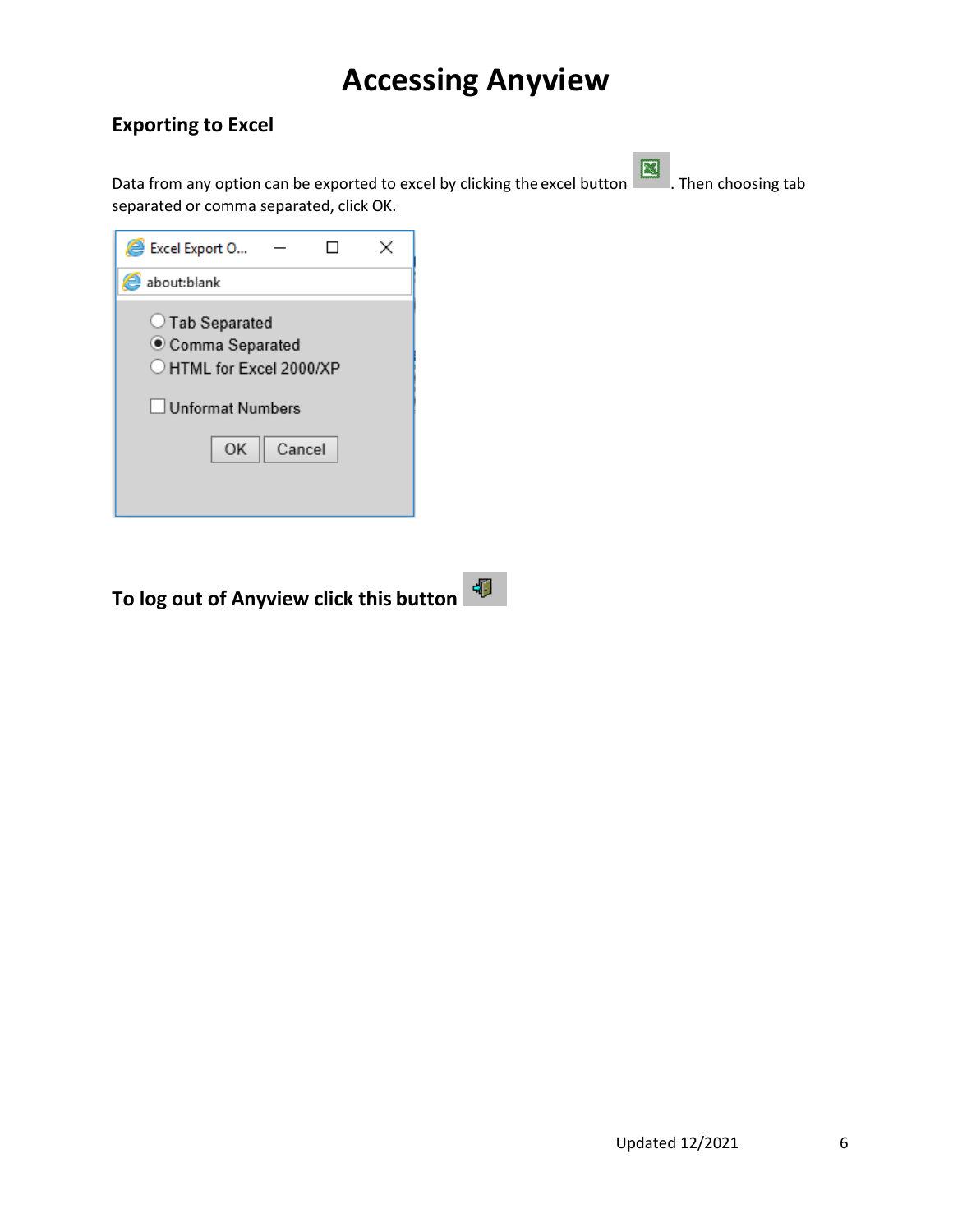# Accessing Anyview

## Exporting to Excel

Data from any option can be exported to excel by clicking the excel button . Then choosing tab separated or comma separated, click OK.

## To log out of Anyview click this button

Updated 12/2021